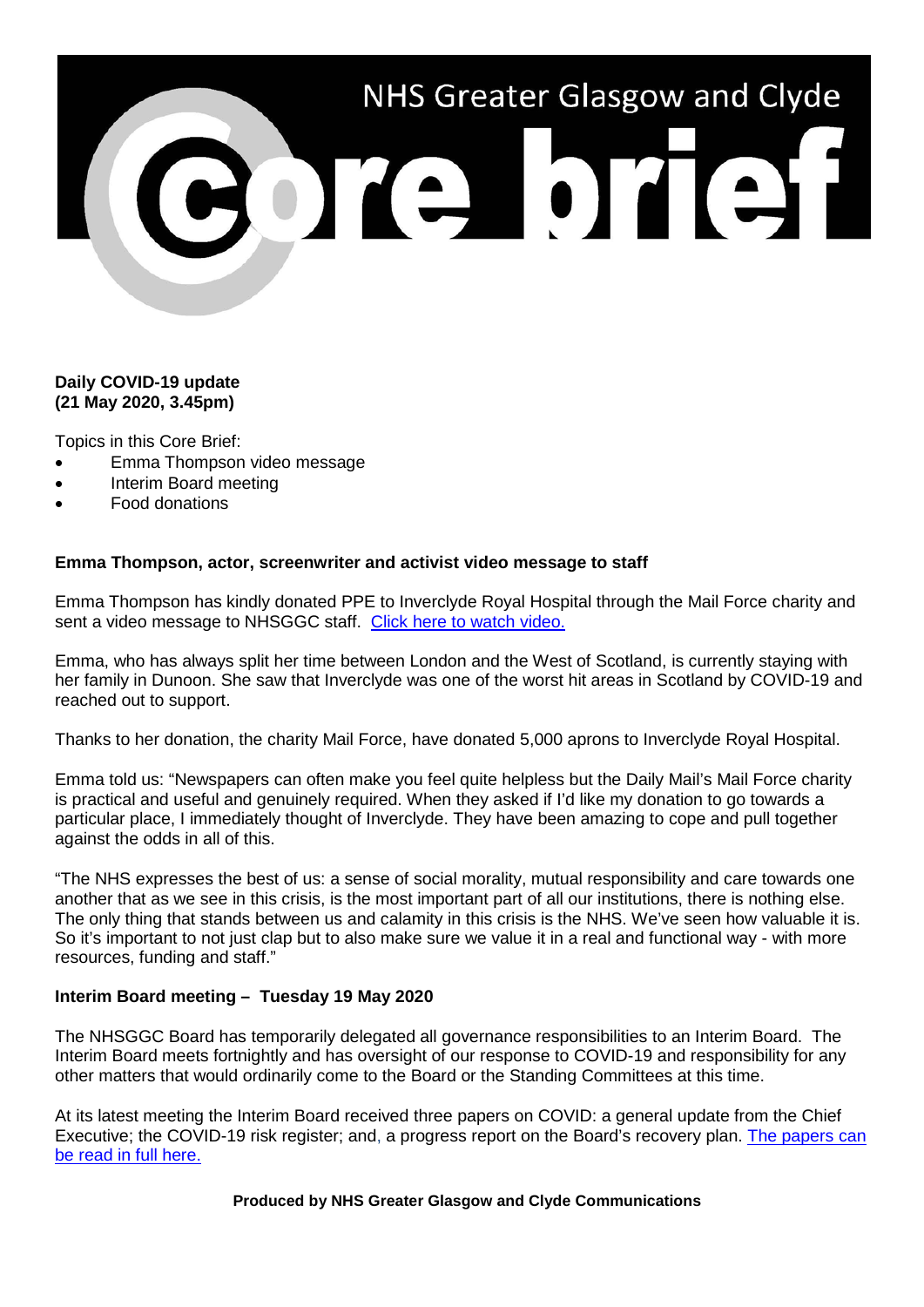# NHS Greater Glasgow and Clyde Core brief

**Daily COVID-19 update**
**(21 May 2020, 3.45pm)**

Topics in this Core Brief:

- Emma Thompson video message
- Interim Board meeting
- Food donations

**Emma Thompson, actor, screenwriter and activist video message to staff**

Emma Thompson has kindly donated PPE to Inverclyde Royal Hospital through the Mail Force charity and sent a video message to NHSGGC staff. [Click here to watch video.]

Emma, who has always split her time between London and the West of Scotland, is currently staying with her family in Dunoon. She saw that Inverclyde was one of the worst hit areas in Scotland by COVID-19 and reached out to support.

Thanks to her donation, the charity Mail Force, have donated 5,000 aprons to Inverclyde Royal Hospital.

Emma told us: "Newspapers can often make you feel quite helpless but the Daily Mail's Mail Force charity is practical and useful and genuinely required. When they asked if I'd like my donation to go towards a particular place, I immediately thought of Inverclyde. They have been amazing to cope and pull together against the odds in all of this.

"The NHS expresses the best of us: a sense of social morality, mutual responsibility and care towards one another that as we see in this crisis, is the most important part of all our institutions, there is nothing else. The only thing that stands between us and calamity in this crisis is the NHS. We've seen how valuable it is. So it's important to not just clap but to also make sure we value it in a real and functional way - with more resources, funding and staff."

**Interim Board meeting – Tuesday 19 May 2020**

The NHSGGC Board has temporarily delegated all governance responsibilities to an Interim Board. The Interim Board meets fortnightly and has oversight of our response to COVID-19 and responsibility for any other matters that would ordinarily come to the Board or the Standing Committees at this time.

At its latest meeting the Interim Board received three papers on COVID: a general update from the Chief Executive; the COVID-19 risk register; and, a progress report on the Board's recovery plan. [The papers can be read in full here.]

**Produced by NHS Greater Glasgow and Clyde Communications**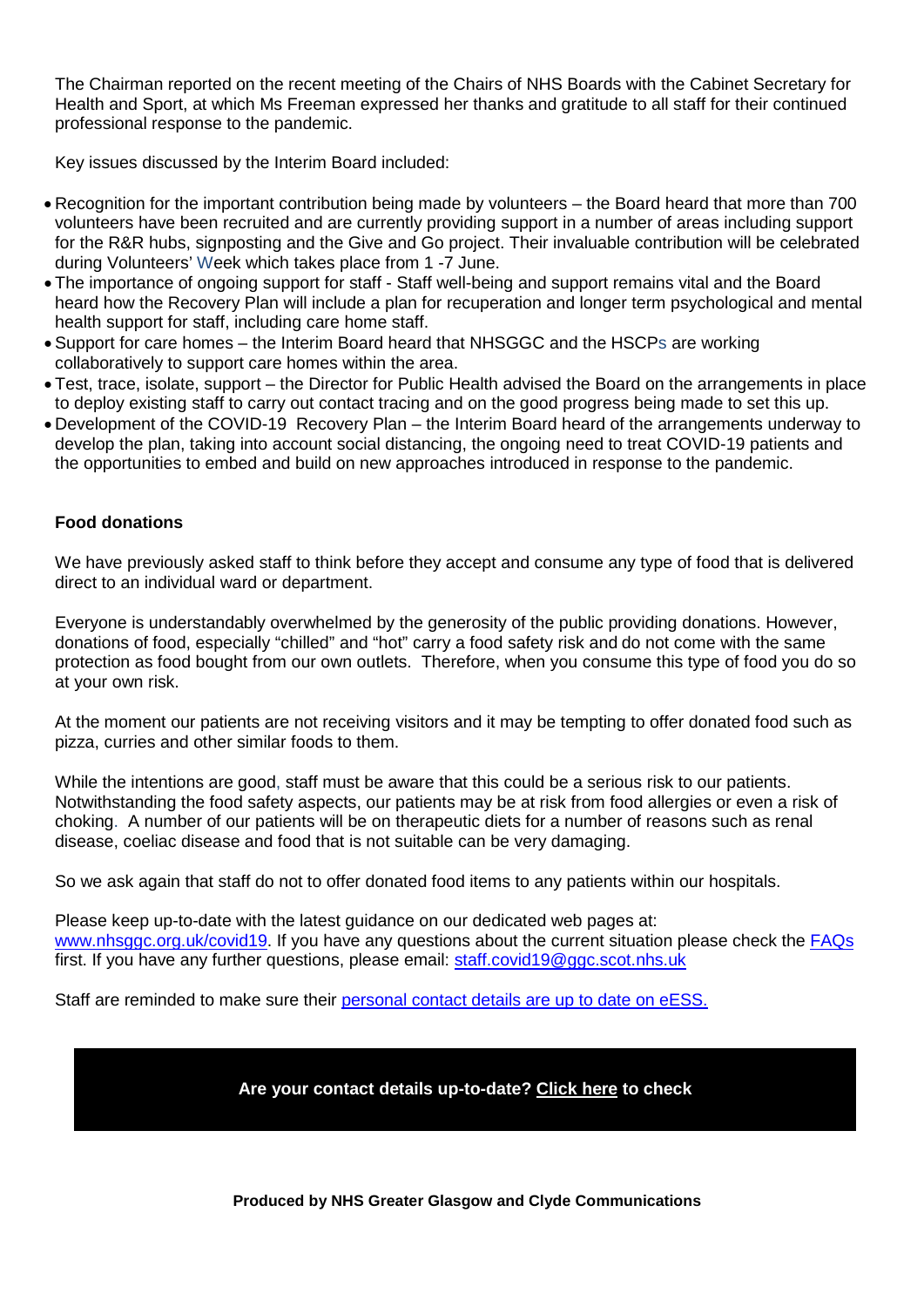The Chairman reported on the recent meeting of the Chairs of NHS Boards with the Cabinet Secretary for Health and Sport, at which Ms Freeman expressed her thanks and gratitude to all staff for their continued professional response to the pandemic.

Key issues discussed by the Interim Board included:

- Recognition for the important contribution being made by volunteers – the Board heard that more than 700 volunteers have been recruited and are currently providing support in a number of areas including support for the R&R hubs, signposting and the Give and Go project. Their invaluable contribution will be celebrated during Volunteers' Week which takes place from 1 -7 June.
- The importance of ongoing support for staff - Staff well-being and support remains vital and the Board heard how the Recovery Plan will include a plan for recuperation and longer term psychological and mental health support for staff, including care home staff.
- Support for care homes – the Interim Board heard that NHSGGC and the HSCPs are working collaboratively to support care homes within the area.
- Test, trace, isolate, support – the Director for Public Health advised the Board on the arrangements in place to deploy existing staff to carry out contact tracing and on the good progress being made to set this up.
- Development of the COVID-19 Recovery Plan – the Interim Board heard of the arrangements underway to develop the plan, taking into account social distancing, the ongoing need to treat COVID-19 patients and the opportunities to embed and build on new approaches introduced in response to the pandemic.

**Food donations**

We have previously asked staff to think before they accept and consume any type of food that is delivered direct to an individual ward or department.

Everyone is understandably overwhelmed by the generosity of the public providing donations. However, donations of food, especially "chilled" and "hot" carry a food safety risk and do not come with the same protection as food bought from our own outlets. Therefore, when you consume this type of food you do so at your own risk.

At the moment our patients are not receiving visitors and it may be tempting to offer donated food such as pizza, curries and other similar foods to them.

While the intentions are good, staff must be aware that this could be a serious risk to our patients. Notwithstanding the food safety aspects, our patients may be at risk from food allergies or even a risk of choking. A number of our patients will be on therapeutic diets for a number of reasons such as renal disease, coeliac disease and food that is not suitable can be very damaging.

So we ask again that staff do not to offer donated food items to any patients within our hospitals.

Please keep up-to-date with the latest guidance on our dedicated web pages at: www.nhsggc.org.uk/covid19. If you have any questions about the current situation please check the FAQs first. If you have any further questions, please email: staff.covid19@ggc.scot.nhs.uk

Staff are reminded to make sure their personal contact details are up to date on eESS.

**Are your contact details up-to-date? Click here to check**

**Produced by NHS Greater Glasgow and Clyde Communications**